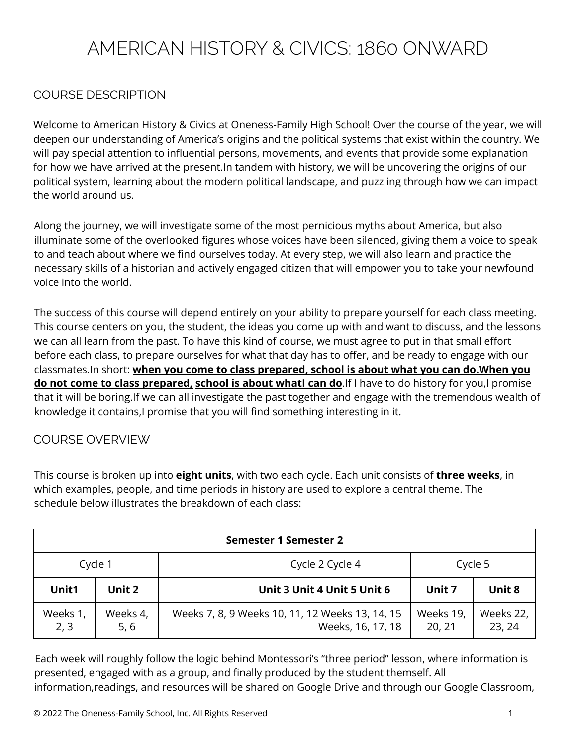# AMERICAN HISTORY & CIVICS: 1860 ONWARD

## COURSE DESCRIPTION

Welcome to American History & Civics at Oneness-Family High School! Over the course of the year, we will deepen our understanding of America's origins and the political systems that exist within the country. We will pay special attention to influential persons, movements, and events that provide some explanation for how we have arrived at the present.In tandem with history, we will be uncovering the origins of our political system, learning about the modern political landscape, and puzzling through how we can impact the world around us.

Along the journey, we will investigate some of the most pernicious myths about America, but also illuminate some of the overlooked figures whose voices have been silenced, giving them a voice to speak to and teach about where we find ourselves today. At every step, we will also learn and practice the necessary skills of a historian and actively engaged citizen that will empower you to take your newfound voice into the world.

The success of this course will depend entirely on your ability to prepare yourself for each class meeting. This course centers on you, the student, the ideas you come up with and want to discuss, and the lessons we can all learn from the past. To have this kind of course, we must agree to put in that small effort before each class, to prepare ourselves for what that day has to offer, and be ready to engage with our classmates.In short: **when you come to class prepared, school is about what you can do.When you do not come to class prepared, school is about whatI can do**.If I have to do history for you,I promise that it will be boring.If we can all investigate the past together and engage with the tremendous wealth of knowledge it contains,I promise that you will find something interesting in it.

## COURSE OVERVIEW

This course is broken up into **eight units**, with two each cycle. Each unit consists of **three weeks**, in which examples, people, and time periods in history are used to explore a central theme. The schedule below illustrates the breakdown of each class:

| **Semester 1 Semester 2** | | | | |
|---|---|---|---|---|
| Cycle 1 | | Cycle 2 Cycle 4 | Cycle 5 | |
| **Unit1** | **Unit 2** | **Unit 3 Unit 4 Unit 5 Unit 6** | **Unit 7** | **Unit 8** |
| Weeks 1, 2, 3 | Weeks 4, 5, 6 | Weeks 7, 8, 9 Weeks 10, 11, 12 Weeks 13, 14, 15 Weeks, 16, 17, 18 | Weeks 19, 20, 21 | Weeks 22, 23, 24 |

Each week will roughly follow the logic behind Montessori's "three period" lesson, where information is presented, engaged with as a group, and finally produced by the student themself. All information,readings, and resources will be shared on Google Drive and through our Google Classroom,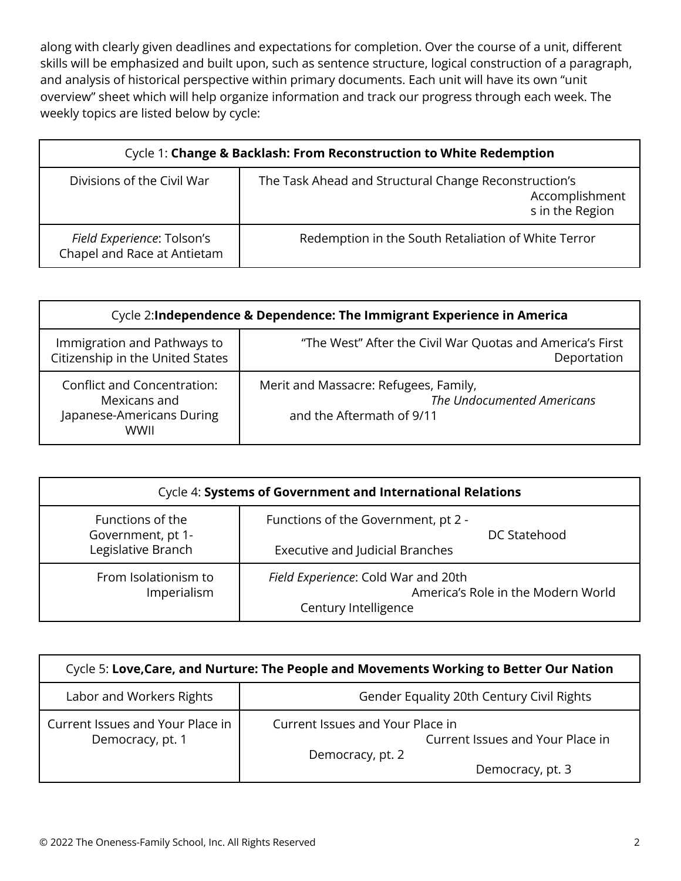along with clearly given deadlines and expectations for completion. Over the course of a unit, different skills will be emphasized and built upon, such as sentence structure, logical construction of a paragraph, and analysis of historical perspective within primary documents. Each unit will have its own "unit overview" sheet which will help organize information and track our progress through each week. The weekly topics are listed below by cycle:

| Cycle 1: **Change & Backlash: From Reconstruction to White Redemption** | |
|---|---|
| Divisions of the Civil War | The Task Ahead and Structural Change Reconstruction's Accomplishments in the Region |
| *Field Experience*: Tolson's Chapel and Race at Antietam | Redemption in the South Retaliation of White Terror |

| Cycle 2: **Independence & Dependence: The Immigrant Experience in America** | |
|---|---|
| Immigration and Pathways to Citizenship in the United States | "The West" After the Civil War Quotas and America's First Deportation |
| Conflict and Concentration: Mexicans and Japanese-Americans During WWII | Merit and Massacre: Refugees, Family, and the Aftermath of 9/11 *The Undocumented Americans* |

| Cycle 4: **Systems of Government and International Relations** | |
|---|---|
| Functions of the Government, pt 1- Legislative Branch | Functions of the Government, pt 2 - Executive and Judicial Branches DC Statehood |
| From Isolationism to Imperialism | *Field Experience*: Cold War and 20th Century Intelligence America's Role in the Modern World |

| Cycle 5: **Love,Care, and Nurture: The People and Movements Working to Better Our Nation** | |
|---|---|
| Labor and Workers Rights | Gender Equality 20th Century Civil Rights |
| Current Issues and Your Place in Democracy, pt. 1 | Current Issues and Your Place in Democracy, pt. 2 Current Issues and Your Place in Democracy, pt. 3 |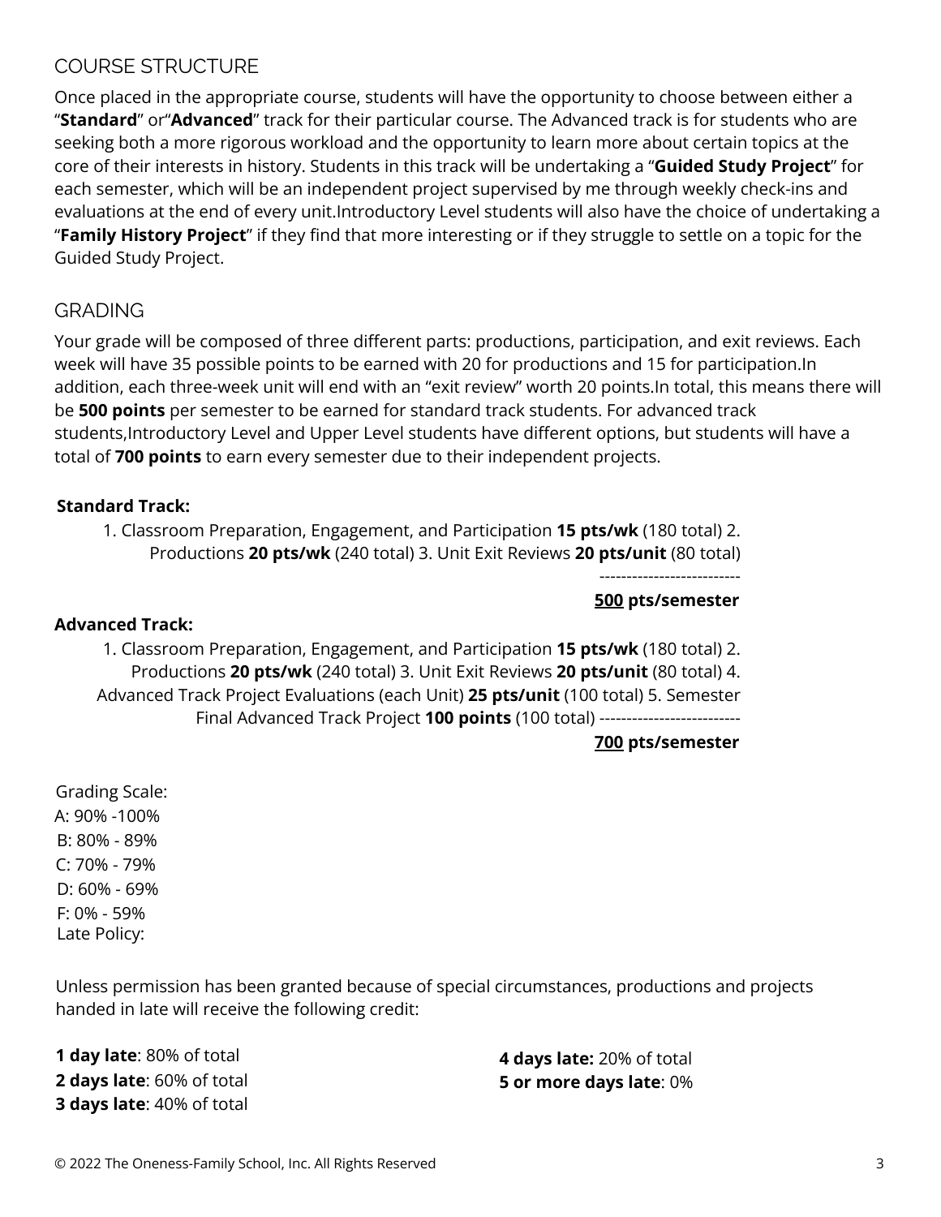## COURSE STRUCTURE

Once placed in the appropriate course, students will have the opportunity to choose between either a "**Standard**" or"**Advanced**" track for their particular course. The Advanced track is for students who are seeking both a more rigorous workload and the opportunity to learn more about certain topics at the core of their interests in history. Students in this track will be undertaking a "**Guided Study Project**" for each semester, which will be an independent project supervised by me through weekly check-ins and evaluations at the end of every unit.Introductory Level students will also have the choice of undertaking a "**Family History Project**" if they find that more interesting or if they struggle to settle on a topic for the Guided Study Project.

## GRADING

Your grade will be composed of three different parts: productions, participation, and exit reviews. Each week will have 35 possible points to be earned with 20 for productions and 15 for participation.In addition, each three-week unit will end with an "exit review" worth 20 points.In total, this means there will be **500 points** per semester to be earned for standard track students. For advanced track students,Introductory Level and Upper Level students have different options, but students will have a total of **700 points** to earn every semester due to their independent projects.

**Standard Track:**

1. Classroom Preparation, Engagement, and Participation **15 pts/wk** (180 total)
2. Productions **20 pts/wk** (240 total)
3. Unit Exit Reviews **20 pts/unit** (80 total)

--------------------------

**500 pts/semester**

**Advanced Track:**

1. Classroom Preparation, Engagement, and Participation **15 pts/wk** (180 total)
2. Productions **20 pts/wk** (240 total)
3. Unit Exit Reviews **20 pts/unit** (80 total)
4. Advanced Track Project Evaluations (each Unit) **25 pts/unit** (100 total)
5. Semester Final Advanced Track Project **100 points** (100 total)

--------------------------

**700 pts/semester**

Grading Scale:

A: 90% -100%
B: 80% - 89%
C: 70% - 79%
D: 60% - 69%
F: 0% - 59%

Late Policy:

Unless permission has been granted because of special circumstances, productions and projects handed in late will receive the following credit:

**1 day late**: 80% of total
**2 days late**: 60% of total
**3 days late**: 40% of total
**4 days late:** 20% of total
**5 or more days late**: 0%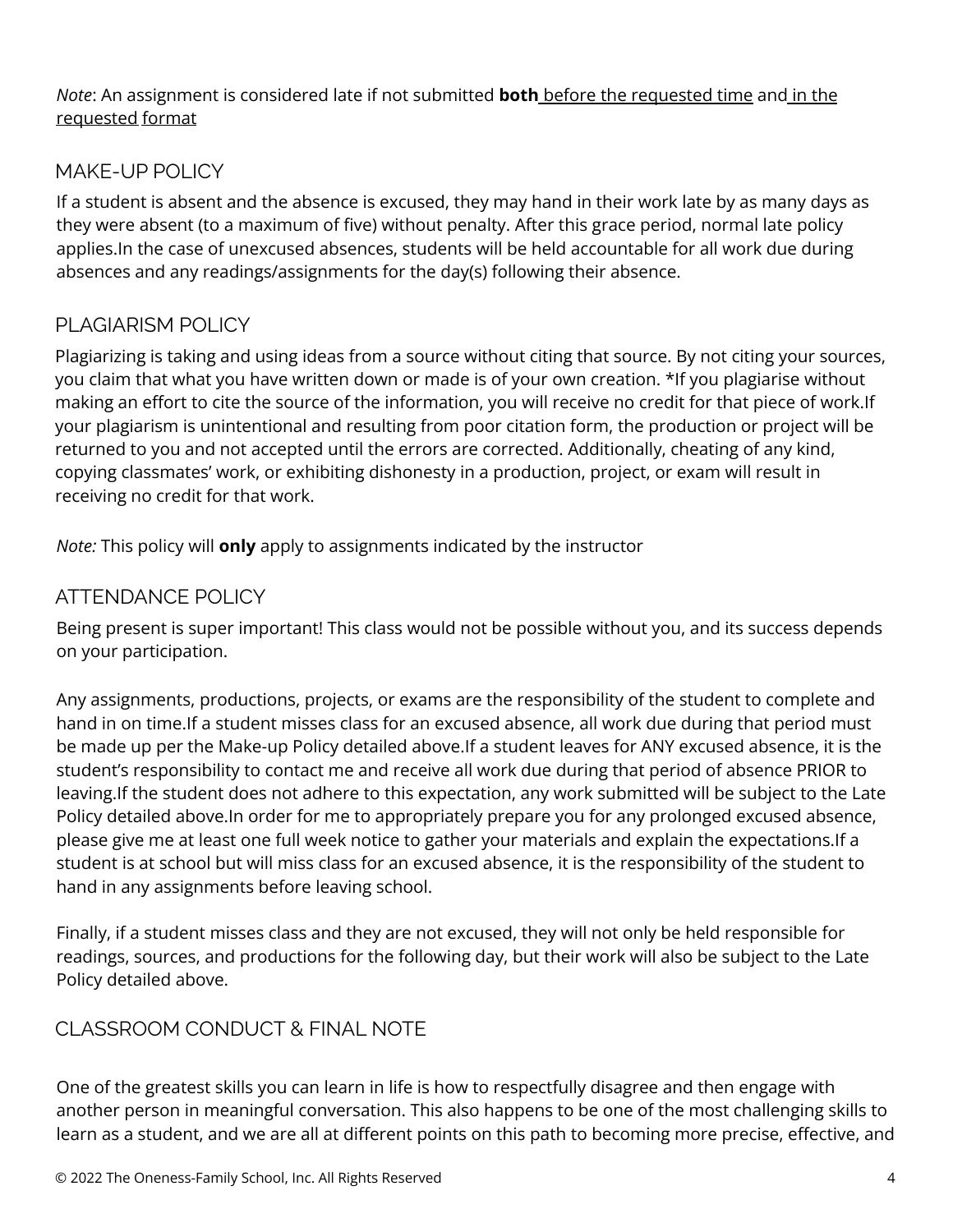*Note*: An assignment is considered late if not submitted **both** before the requested time and in the requested format

## MAKE-UP POLICY

If a student is absent and the absence is excused, they may hand in their work late by as many days as they were absent (to a maximum of five) without penalty. After this grace period, normal late policy applies.In the case of unexcused absences, students will be held accountable for all work due during absences and any readings/assignments for the day(s) following their absence.

## PLAGIARISM POLICY

Plagiarizing is taking and using ideas from a source without citing that source. By not citing your sources, you claim that what you have written down or made is of your own creation. *If you plagiarise without making an effort to cite the source of the information, you will receive no credit for that piece of work.If your plagiarism is unintentional and resulting from poor citation form, the production or project will be returned to you and not accepted until the errors are corrected. Additionally, cheating of any kind, copying classmates' work, or exhibiting dishonesty in a production, project, or exam will result in receiving no credit for that work.

*Note:* This policy will **only** apply to assignments indicated by the instructor

## ATTENDANCE POLICY

Being present is super important! This class would not be possible without you, and its success depends on your participation.

Any assignments, productions, projects, or exams are the responsibility of the student to complete and hand in on time.If a student misses class for an excused absence, all work due during that period must be made up per the Make-up Policy detailed above.If a student leaves for ANY excused absence, it is the student's responsibility to contact me and receive all work due during that period of absence PRIOR to leaving.If the student does not adhere to this expectation, any work submitted will be subject to the Late Policy detailed above.In order for me to appropriately prepare you for any prolonged excused absence, please give me at least one full week notice to gather your materials and explain the expectations.If a student is at school but will miss class for an excused absence, it is the responsibility of the student to hand in any assignments before leaving school.

Finally, if a student misses class and they are not excused, they will not only be held responsible for readings, sources, and productions for the following day, but their work will also be subject to the Late Policy detailed above.

## CLASSROOM CONDUCT & FINAL NOTE

One of the greatest skills you can learn in life is how to respectfully disagree and then engage with another person in meaningful conversation. This also happens to be one of the most challenging skills to learn as a student, and we are all at different points on this path to becoming more precise, effective, and

© 2022 The Oneness-Family School, Inc. All Rights Reserved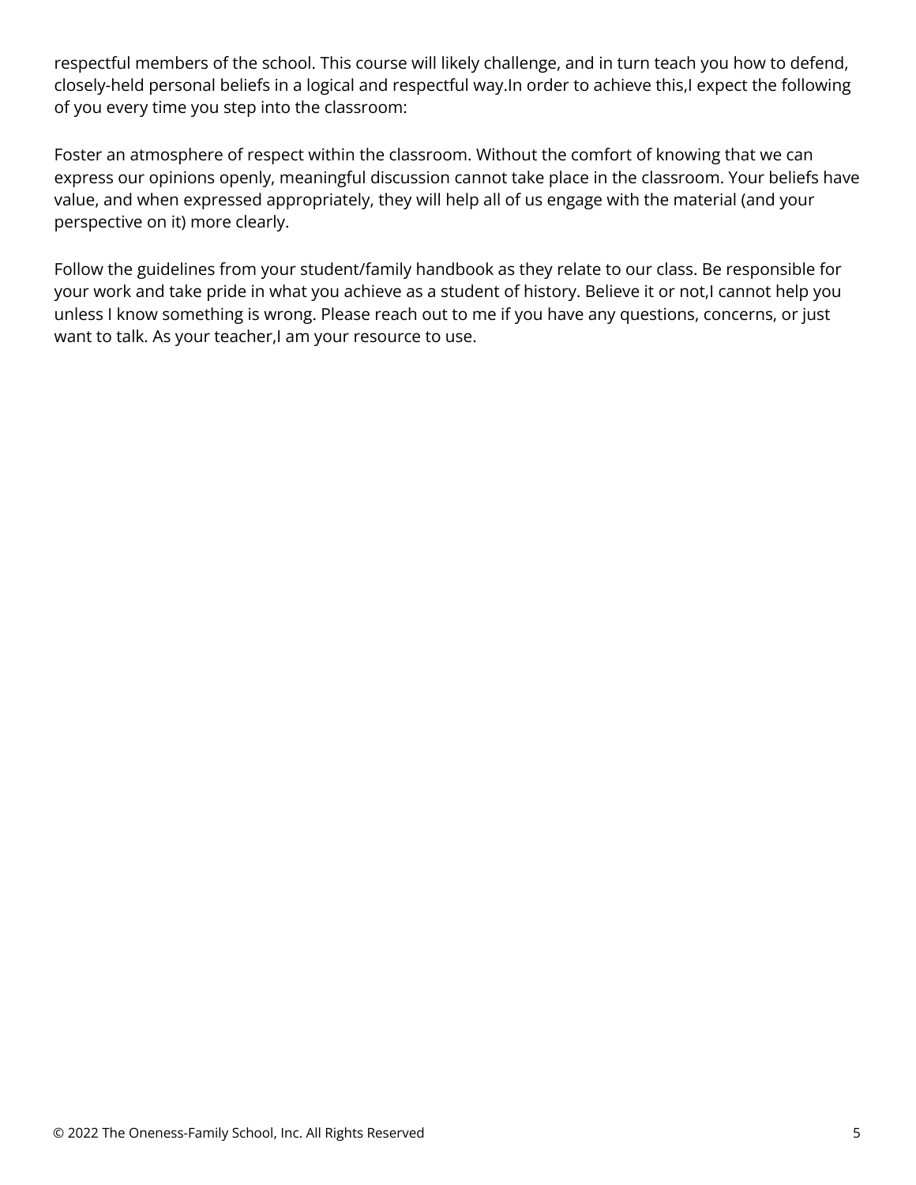respectful members of the school. This course will likely challenge, and in turn teach you how to defend, closely-held personal beliefs in a logical and respectful way.In order to achieve this,I expect the following of you every time you step into the classroom:

Foster an atmosphere of respect within the classroom. Without the comfort of knowing that we can express our opinions openly, meaningful discussion cannot take place in the classroom. Your beliefs have value, and when expressed appropriately, they will help all of us engage with the material (and your perspective on it) more clearly.

Follow the guidelines from your student/family handbook as they relate to our class. Be responsible for your work and take pride in what you achieve as a student of history. Believe it or not,I cannot help you unless I know something is wrong. Please reach out to me if you have any questions, concerns, or just want to talk. As your teacher,I am your resource to use.